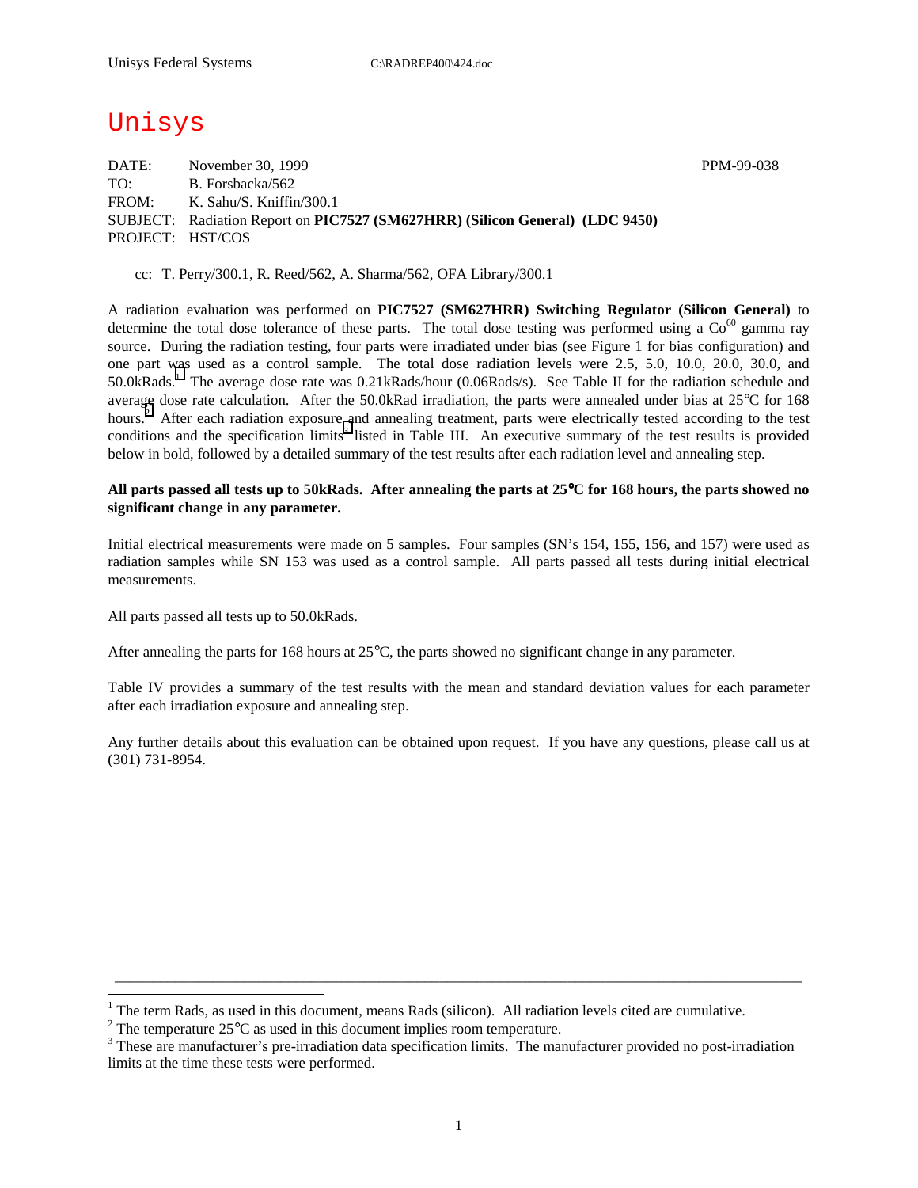# Unisys

DATE: November 30, 1999 PPM-99-038
TO: B. Forsbacka/562
FROM: K. Sahu/S. Kniffin/300.1
SUBJECT: Radiation Report on **PIC7527 (SM627HRR) (Silicon General) (LDC 9450)**
PROJECT: HST/COS

cc: T. Perry/300.1, R. Reed/562, A. Sharma/562, OFA Library/300.1

A radiation evaluation was performed on **PIC7527 (SM627HRR) Switching Regulator (Silicon General)** to determine the total dose tolerance of these parts. The total dose testing was performed using a $Co^{60}$ gamma ray source. During the radiation testing, four parts were irradiated under bias (see Figure 1 for bias configuration) and one part was used as a control sample. The total dose radiation levels were 2.5, 5.0, 10.0, 20.0, 30.0, and 50.0kRads.[1] The average dose rate was 0.21kRads/hour (0.06Rads/s). See Table II for the radiation schedule and average dose rate calculation. After the 50.0kRad irradiation, the parts were annealed under bias at 25°C for 168 hours.[2] After each radiation exposure and annealing treatment, parts were electrically tested according to the test conditions and the specification limits[3] listed in Table III. An executive summary of the test results is provided below in bold, followed by a detailed summary of the test results after each radiation level and annealing step.

**All parts passed all tests up to 50kRads. After annealing the parts at 25°C for 168 hours, the parts showed no significant change in any parameter.**

Initial electrical measurements were made on 5 samples. Four samples (SN's 154, 155, 156, and 157) were used as radiation samples while SN 153 was used as a control sample. All parts passed all tests during initial electrical measurements.

All parts passed all tests up to 50.0kRads.

After annealing the parts for 168 hours at 25°C, the parts showed no significant change in any parameter.

Table IV provides a summary of the test results with the mean and standard deviation values for each parameter after each irradiation exposure and annealing step.

Any further details about this evaluation can be obtained upon request. If you have any questions, please call us at (301) 731-8954.

---

[1] The term Rads, as used in this document, means Rads (silicon). All radiation levels cited are cumulative.

[2] The temperature 25°C as used in this document implies room temperature.

[3] These are manufacturer's pre-irradiation data specification limits. The manufacturer provided no post-irradiation limits at the time these tests were performed.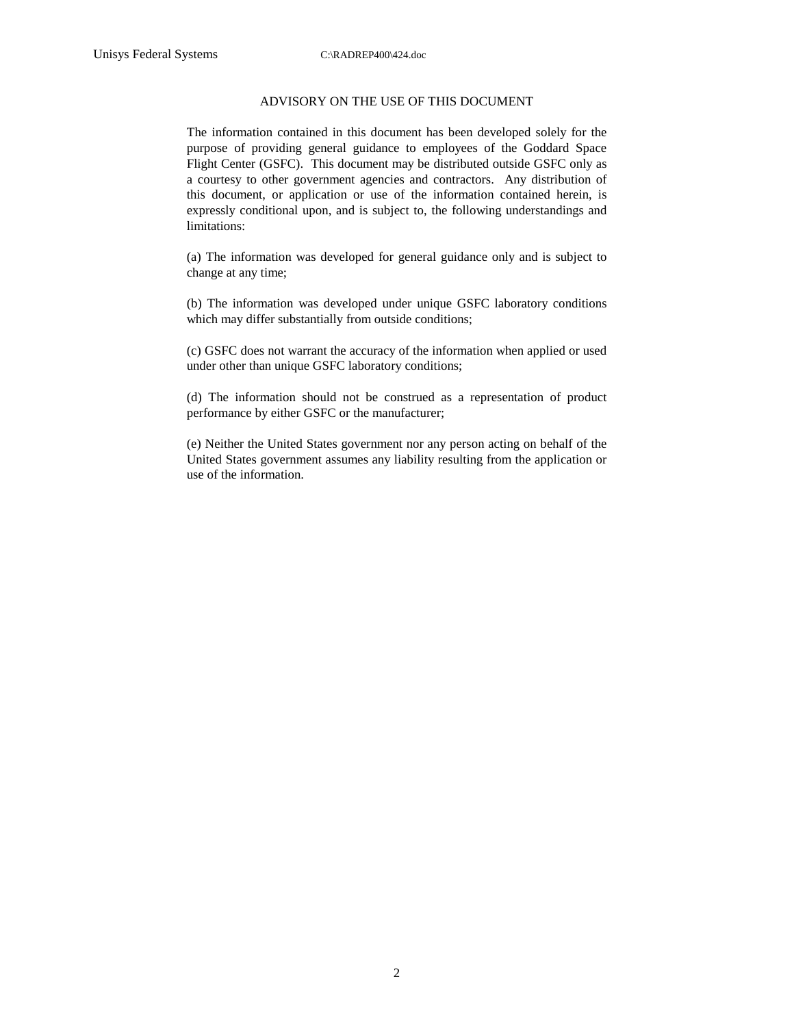## ADVISORY ON THE USE OF THIS DOCUMENT

The information contained in this document has been developed solely for the purpose of providing general guidance to employees of the Goddard Space Flight Center (GSFC). This document may be distributed outside GSFC only as a courtesy to other government agencies and contractors. Any distribution of this document, or application or use of the information contained herein, is expressly conditional upon, and is subject to, the following understandings and limitations:

(a) The information was developed for general guidance only and is subject to change at any time;

(b) The information was developed under unique GSFC laboratory conditions which may differ substantially from outside conditions;

(c) GSFC does not warrant the accuracy of the information when applied or used under other than unique GSFC laboratory conditions;

(d) The information should not be construed as a representation of product performance by either GSFC or the manufacturer;

(e) Neither the United States government nor any person acting on behalf of the United States government assumes any liability resulting from the application or use of the information.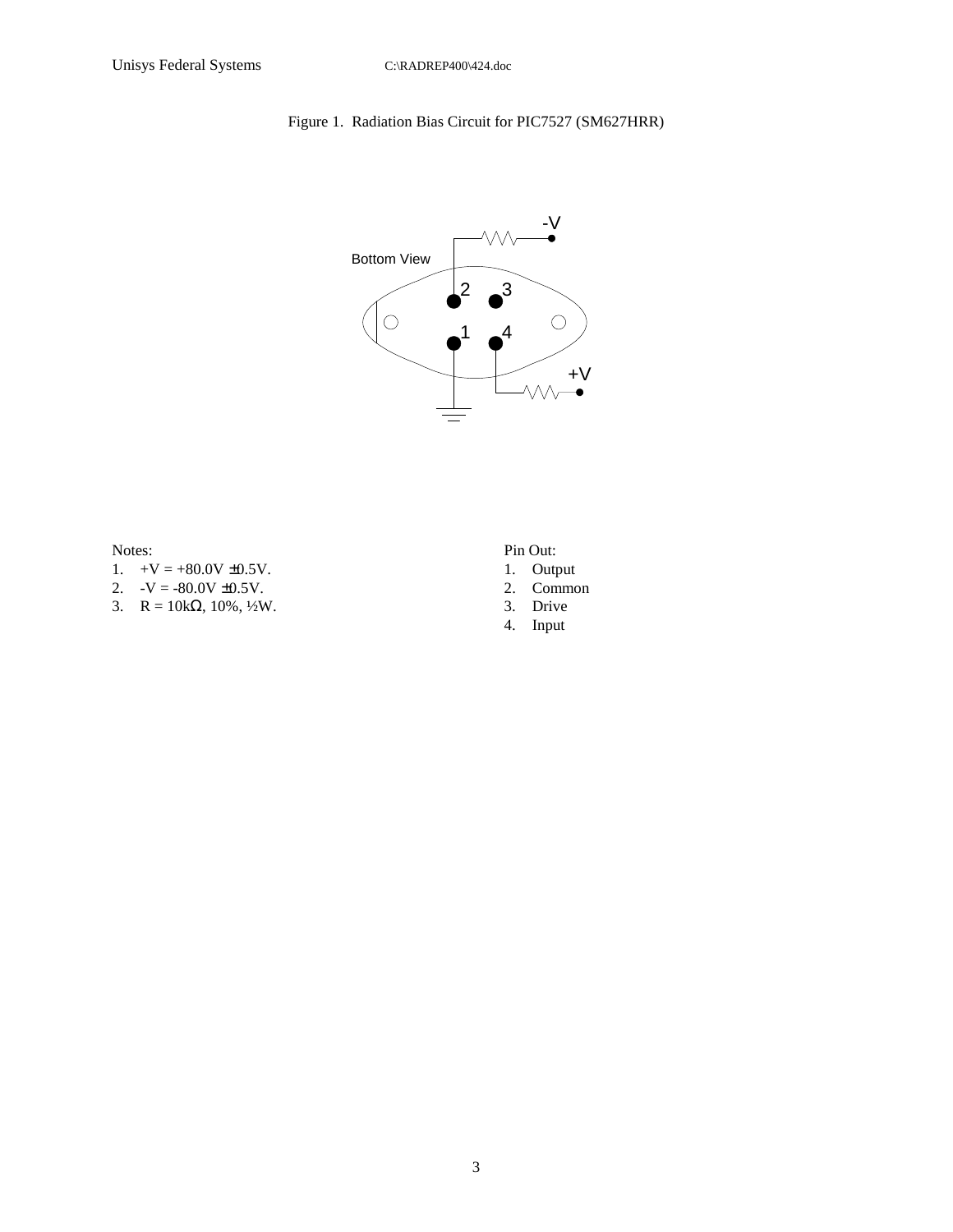Figure 1. Radiation Bias Circuit for PIC7527 (SM627HRR)

Notes:
1. +V = +80.0V ±0.5V.
2. -V = -80.0V ±0.5V.
3. R = 10kΩ, 10%, ½W.

Pin Out:
1. Output
2. Common
3. Drive
4. Input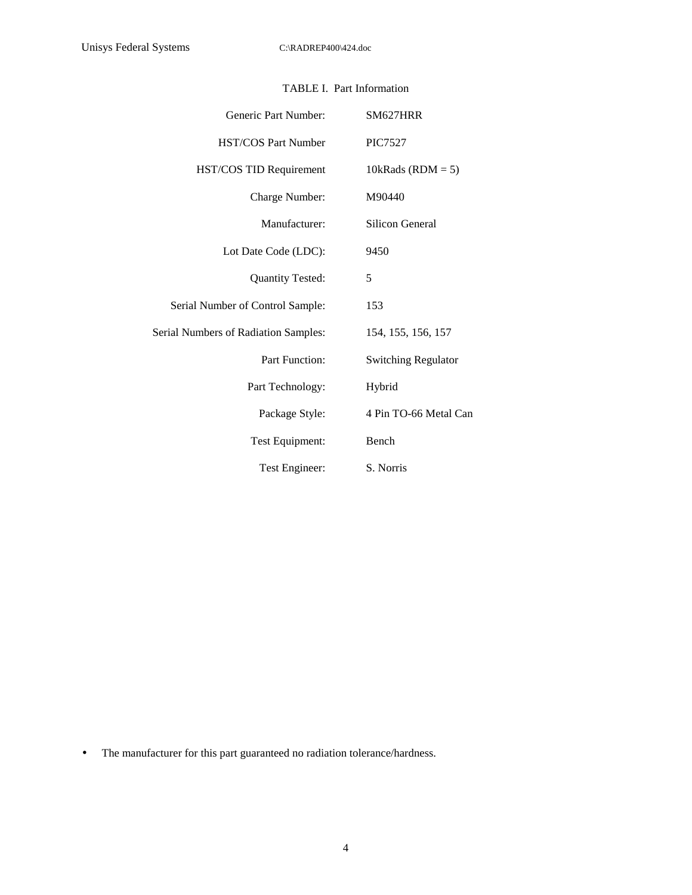TABLE I. Part Information

| | |
|---|---|
| Generic Part Number: | SM627HRR |
| HST/COS Part Number | PIC7527 |
| HST/COS TID Requirement | 10kRads (RDM = 5) |
| Charge Number: | M90440 |
| Manufacturer: | Silicon General |
| Lot Date Code (LDC): | 9450 |
| Quantity Tested: | 5 |
| Serial Number of Control Sample: | 153 |
| Serial Numbers of Radiation Samples: | 154, 155, 156, 157 |
| Part Function: | Switching Regulator |
| Part Technology: | Hybrid |
| Package Style: | 4 Pin TO-66 Metal Can |
| Test Equipment: | Bench |
| Test Engineer: | S. Norris |

- The manufacturer for this part guaranteed no radiation tolerance/hardness.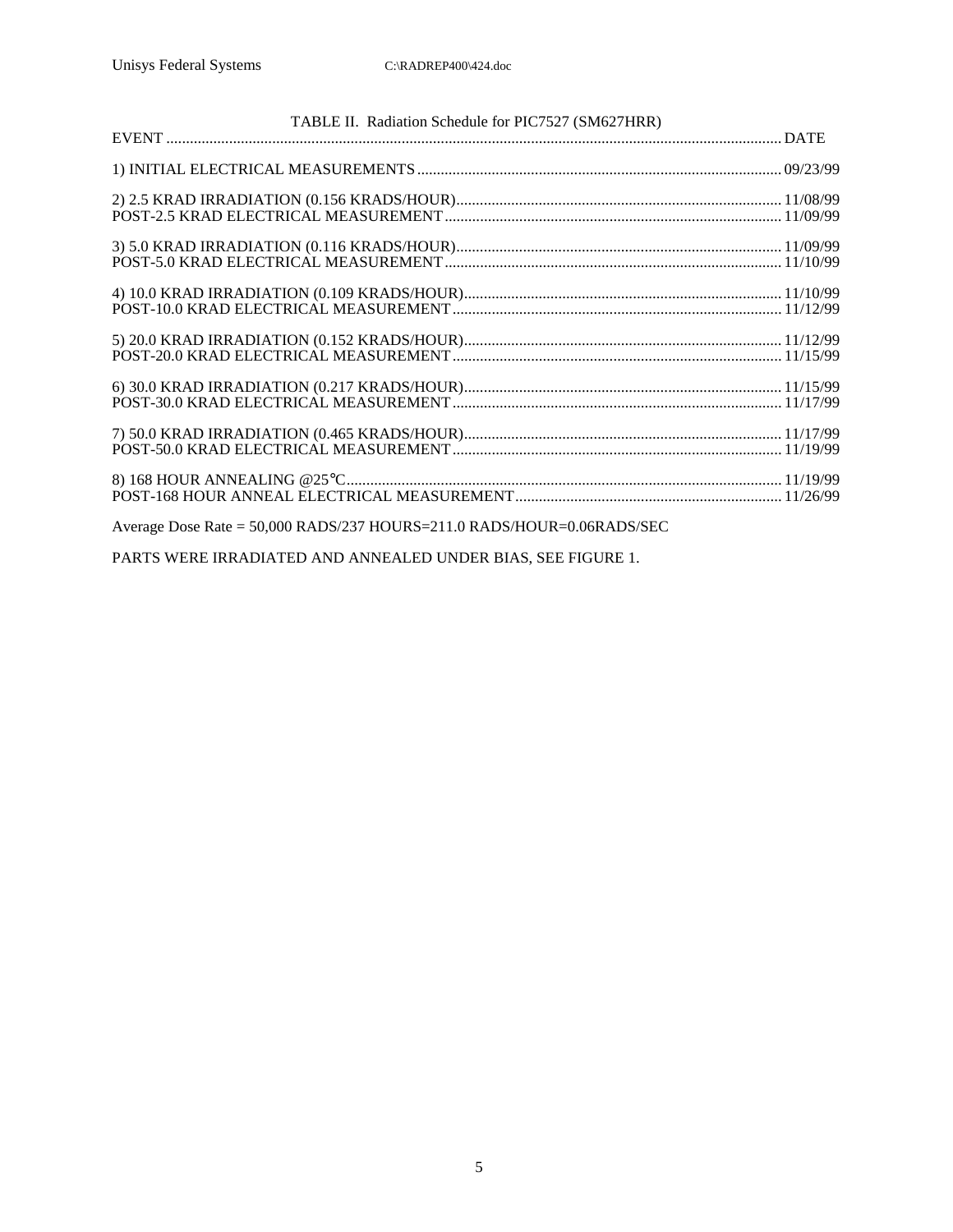TABLE II. Radiation Schedule for PIC7527 (SM627HRR)

| EVENT | DATE |
|---|---|
| 1) INITIAL ELECTRICAL MEASUREMENTS | 09/23/99 |
| 2) 2.5 KRAD IRRADIATION (0.156 KRADS/HOUR) | 11/08/99 |
| POST-2.5 KRAD ELECTRICAL MEASUREMENT | 11/09/99 |
| 3) 5.0 KRAD IRRADIATION (0.116 KRADS/HOUR) | 11/09/99 |
| POST-5.0 KRAD ELECTRICAL MEASUREMENT | 11/10/99 |
| 4) 10.0 KRAD IRRADIATION (0.109 KRADS/HOUR) | 11/10/99 |
| POST-10.0 KRAD ELECTRICAL MEASUREMENT | 11/12/99 |
| 5) 20.0 KRAD IRRADIATION (0.152 KRADS/HOUR) | 11/12/99 |
| POST-20.0 KRAD ELECTRICAL MEASUREMENT | 11/15/99 |
| 6) 30.0 KRAD IRRADIATION (0.217 KRADS/HOUR) | 11/15/99 |
| POST-30.0 KRAD ELECTRICAL MEASUREMENT | 11/17/99 |
| 7) 50.0 KRAD IRRADIATION (0.465 KRADS/HOUR) | 11/17/99 |
| POST-50.0 KRAD ELECTRICAL MEASUREMENT | 11/19/99 |
| 8) 168 HOUR ANNEALING @25°C | 11/19/99 |
| POST-168 HOUR ANNEAL ELECTRICAL MEASUREMENT | 11/26/99 |

Average Dose Rate = 50,000 RADS/237 HOURS=211.0 RADS/HOUR=0.06RADS/SEC

PARTS WERE IRRADIATED AND ANNEALED UNDER BIAS, SEE FIGURE 1.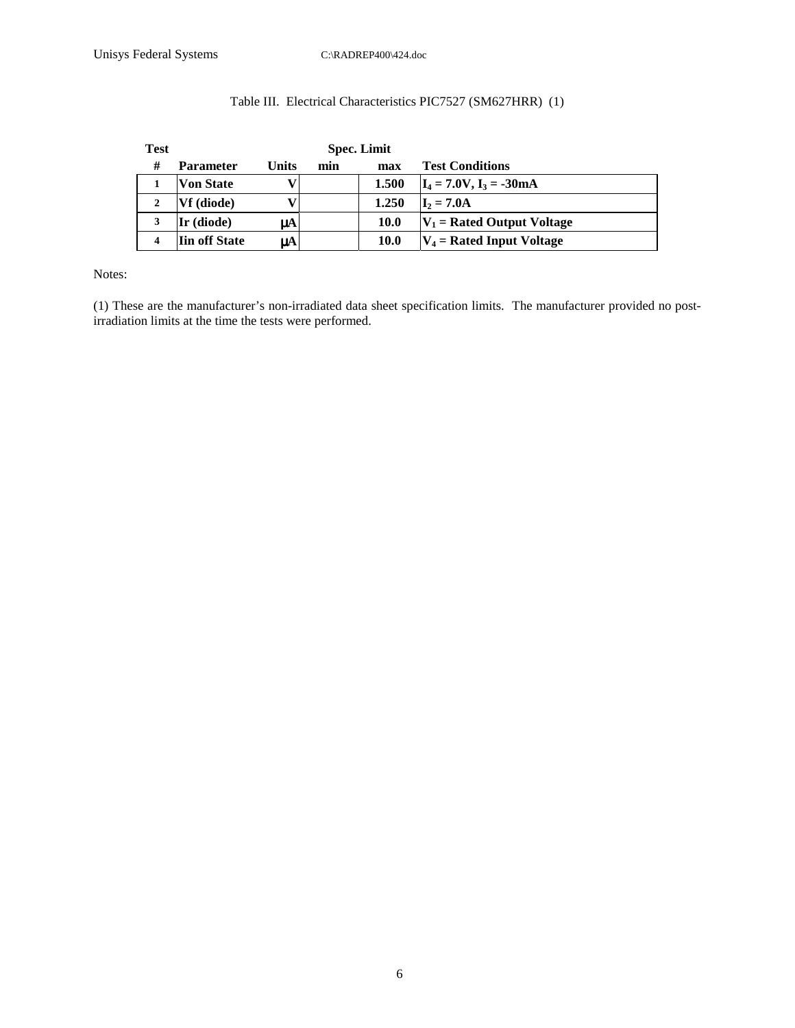Table III. Electrical Characteristics PIC7527 (SM627HRR) (1)

| Test | | | Spec. Limit | | |
|---|---|---|---|---|---|
| # | Parameter | Units | min | max | Test Conditions |
| 1 | Von State | V | | 1.500 | $I_4$ = 7.0V, $I_3$ = -30mA |
| 2 | Vf (diode) | V | | 1.250 | $I_2$ = 7.0A |
| 3 | Ir (diode) | μA | | 10.0 | $V_1$ = Rated Output Voltage |
| 4 | Iin off State | μA | | 10.0 | $V_4$ = Rated Input Voltage |

Notes:

(1) These are the manufacturer's non-irradiated data sheet specification limits. The manufacturer provided no post-irradiation limits at the time the tests were performed.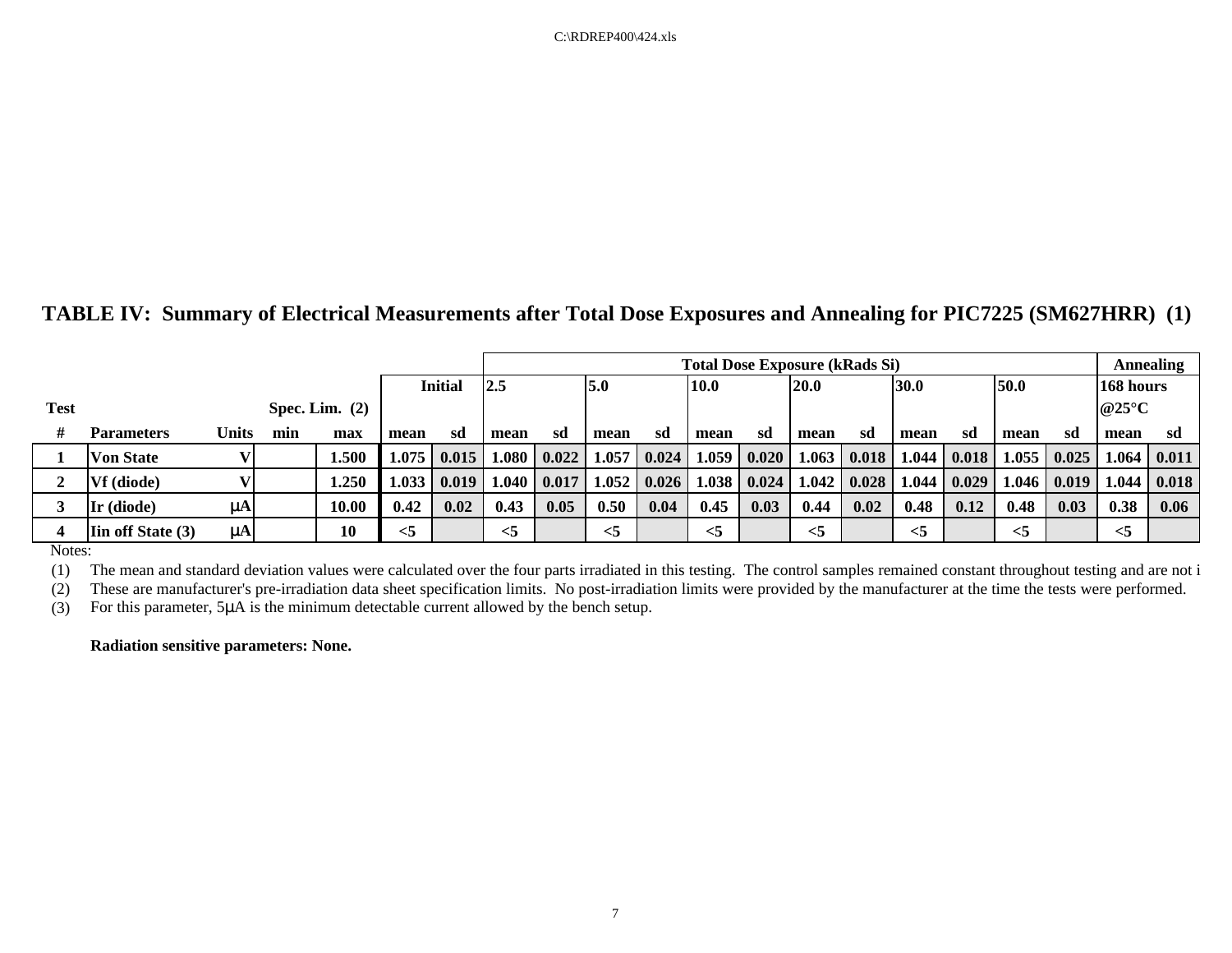## TABLE IV: Summary of Electrical Measurements after Total Dose Exposures and Annealing for PIC7225 (SM627HRR) (1)

| | | | | | | | Total Dose Exposure (kRads Si) | | | | | | | | | | | | Annealing | |
|---|---|---|---|---|---|---|---|---|---|---|---|---|---|---|---|---|---|---|---|---|
| | | | | | Initial | | 2.5 | | 5.0 | | 10.0 | | 20.0 | | 30.0 | | 50.0 | | 168 hours @25°C | |
| Test # | Parameters | Units | Spec. Lim. (2) min | max | mean | sd | mean | sd | mean | sd | mean | sd | mean | sd | mean | sd | mean | sd | mean | sd |
| 1 | Von State | V | | 1.500 | 1.075 | 0.015 | 1.080 | 0.022 | 1.057 | 0.024 | 1.059 | 0.020 | 1.063 | 0.018 | 1.044 | 0.018 | 1.055 | 0.025 | 1.064 | 0.011 |
| 2 | Vf (diode) | V | | 1.250 | 1.033 | 0.019 | 1.040 | 0.017 | 1.052 | 0.026 | 1.038 | 0.024 | 1.042 | 0.028 | 1.044 | 0.029 | 1.046 | 0.019 | 1.044 | 0.018 |
| 3 | Ir (diode) | μA | | 10.00 | 0.42 | 0.02 | 0.43 | 0.05 | 0.50 | 0.04 | 0.45 | 0.03 | 0.44 | 0.02 | 0.48 | 0.12 | 0.48 | 0.03 | 0.38 | 0.06 |
| 4 | Iin off State (3) | μA | | 10 | <5 | | <5 | | <5 | | <5 | | <5 | | <5 | | <5 | | <5 | |

Notes:

(1) The mean and standard deviation values were calculated over the four parts irradiated in this testing. The control samples remained constant throughout testing and are not i

(2) These are manufacturer's pre-irradiation data sheet specification limits. No post-irradiation limits were provided by the manufacturer at the time the tests were performed.

(3) For this parameter, 5μA is the minimum detectable current allowed by the bench setup.

**Radiation sensitive parameters: None.**